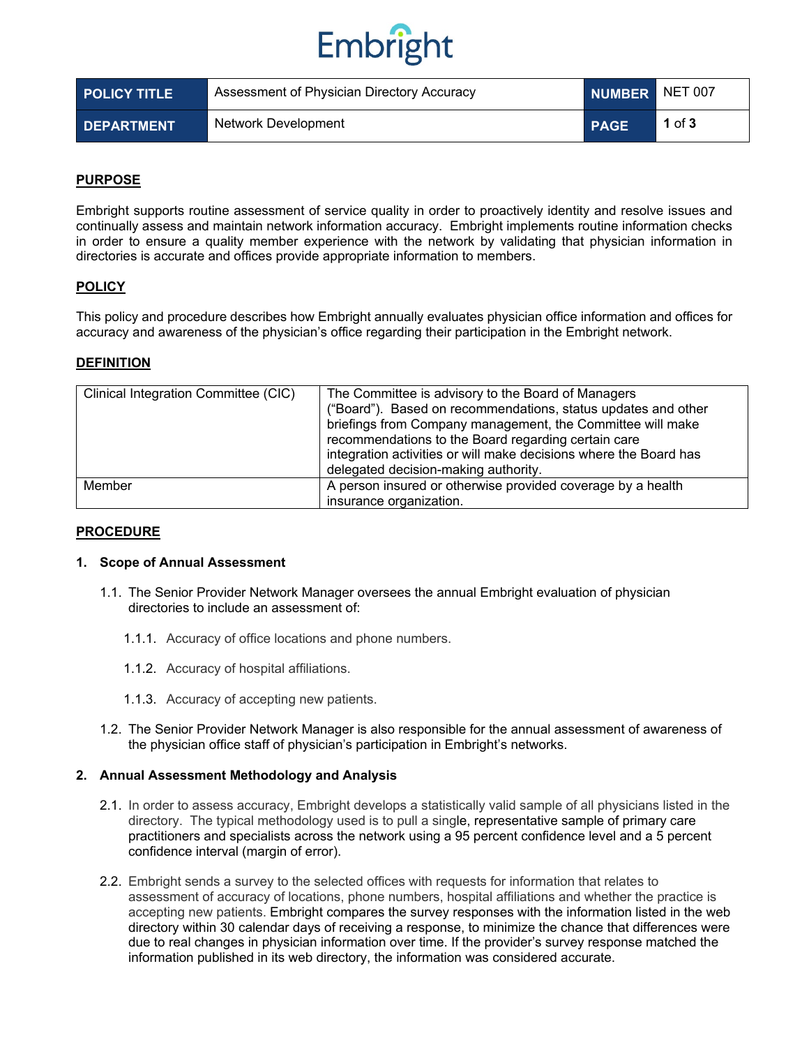Embright

| POLICY TITLE | Assessment of Physician Directory Accuracy | NUMBER | NET 007 |
|---|---|---|---|
| DEPARTMENT | Network Development | PAGE | 1 of 3 |

## PURPOSE

Embright supports routine assessment of service quality in order to proactively identity and resolve issues and continually assess and maintain network information accuracy. Embright implements routine information checks in order to ensure a quality member experience with the network by validating that physician information in directories is accurate and offices provide appropriate information to members.

## POLICY

This policy and procedure describes how Embright annually evaluates physician office information and offices for accuracy and awareness of the physician's office regarding their participation in the Embright network.

## DEFINITION

| Term | Definition |
|---|---|
| Clinical Integration Committee (CIC) | The Committee is advisory to the Board of Managers ("Board"). Based on recommendations, status updates and other briefings from Company management, the Committee will make recommendations to the Board regarding certain care integration activities or will make decisions where the Board has delegated decision-making authority. |
| Member | A person insured or otherwise provided coverage by a health insurance organization. |

## PROCEDURE

### 1. Scope of Annual Assessment

1.1. The Senior Provider Network Manager oversees the annual Embright evaluation of physician directories to include an assessment of:

1.1.1. Accuracy of office locations and phone numbers.

1.1.2. Accuracy of hospital affiliations.

1.1.3. Accuracy of accepting new patients.

1.2. The Senior Provider Network Manager is also responsible for the annual assessment of awareness of the physician office staff of physician's participation in Embright's networks.

### 2. Annual Assessment Methodology and Analysis

2.1. In order to assess accuracy, Embright develops a statistically valid sample of all physicians listed in the directory. The typical methodology used is to pull a single, representative sample of primary care practitioners and specialists across the network using a 95 percent confidence level and a 5 percent confidence interval (margin of error).

2.2. Embright sends a survey to the selected offices with requests for information that relates to assessment of accuracy of locations, phone numbers, hospital affiliations and whether the practice is accepting new patients. Embright compares the survey responses with the information listed in the web directory within 30 calendar days of receiving a response, to minimize the chance that differences were due to real changes in physician information over time. If the provider's survey response matched the information published in its web directory, the information was considered accurate.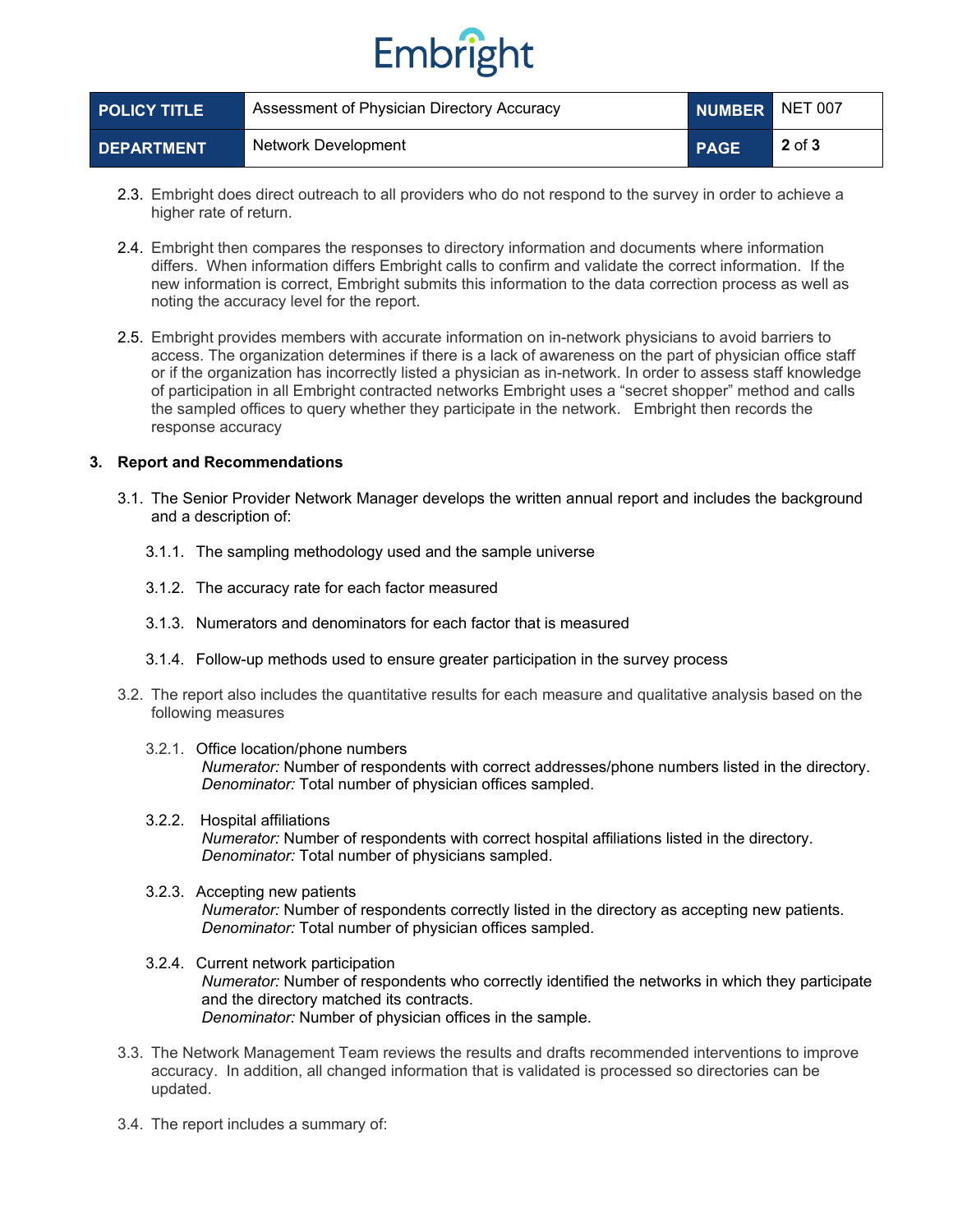2.3. Embright does direct outreach to all providers who do not respond to the survey in order to achieve a higher rate of return.

2.4. Embright then compares the responses to directory information and documents where information differs. When information differs Embright calls to confirm and validate the correct information. If the new information is correct, Embright submits this information to the data correction process as well as noting the accuracy level for the report.

2.5. Embright provides members with accurate information on in-network physicians to avoid barriers to access. The organization determines if there is a lack of awareness on the part of physician office staff or if the organization has incorrectly listed a physician as in-network. In order to assess staff knowledge of participation in all Embright contracted networks Embright uses a "secret shopper" method and calls the sampled offices to query whether they participate in the network. Embright then records the response accuracy

**3. Report and Recommendations**

3.1. The Senior Provider Network Manager develops the written annual report and includes the background and a description of:

3.1.1. The sampling methodology used and the sample universe

3.1.2. The accuracy rate for each factor measured

3.1.3. Numerators and denominators for each factor that is measured

3.1.4. Follow-up methods used to ensure greater participation in the survey process

3.2. The report also includes the quantitative results for each measure and qualitative analysis based on the following measures

3.2.1. Office location/phone numbers
*Numerator:* Number of respondents with correct addresses/phone numbers listed in the directory.
*Denominator:* Total number of physician offices sampled.

3.2.2. Hospital affiliations
*Numerator:* Number of respondents with correct hospital affiliations listed in the directory.
*Denominator:* Total number of physicians sampled.

3.2.3. Accepting new patients
*Numerator:* Number of respondents correctly listed in the directory as accepting new patients.
*Denominator:* Total number of physician offices sampled.

3.2.4. Current network participation
*Numerator:* Number of respondents who correctly identified the networks in which they participate and the directory matched its contracts.
*Denominator:* Number of physician offices in the sample.

3.3. The Network Management Team reviews the results and drafts recommended interventions to improve accuracy. In addition, all changed information that is validated is processed so directories can be updated.

3.4. The report includes a summary of: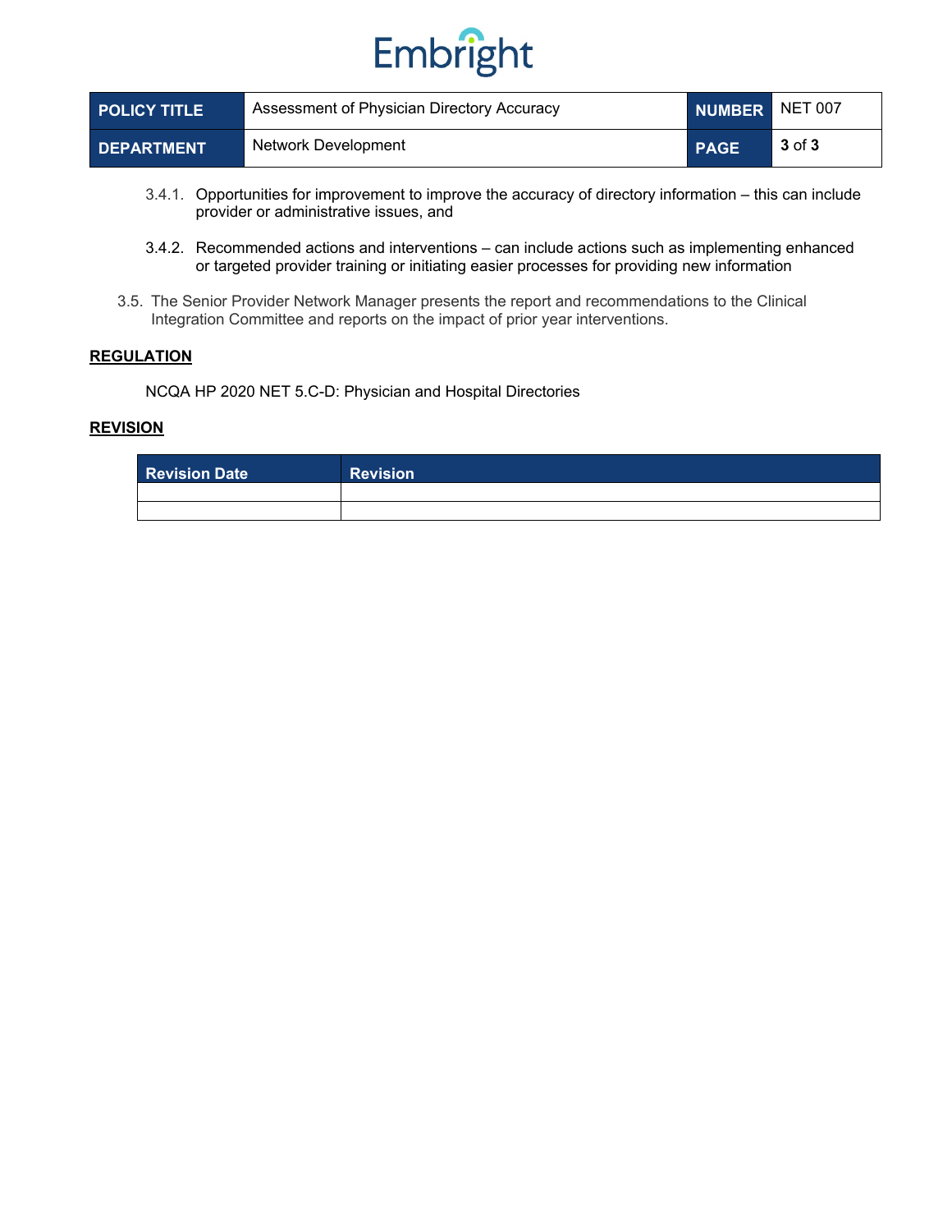3.4.1. Opportunities for improvement to improve the accuracy of directory information – this can include provider or administrative issues, and

3.4.2. Recommended actions and interventions – can include actions such as implementing enhanced or targeted provider training or initiating easier processes for providing new information

3.5. The Senior Provider Network Manager presents the report and recommendations to the Clinical Integration Committee and reports on the impact of prior year interventions.

## REGULATION

NCQA HP 2020 NET 5.C-D: Physician and Hospital Directories

## REVISION

| Revision Date | Revision |
|---|---|
| | |
| | |